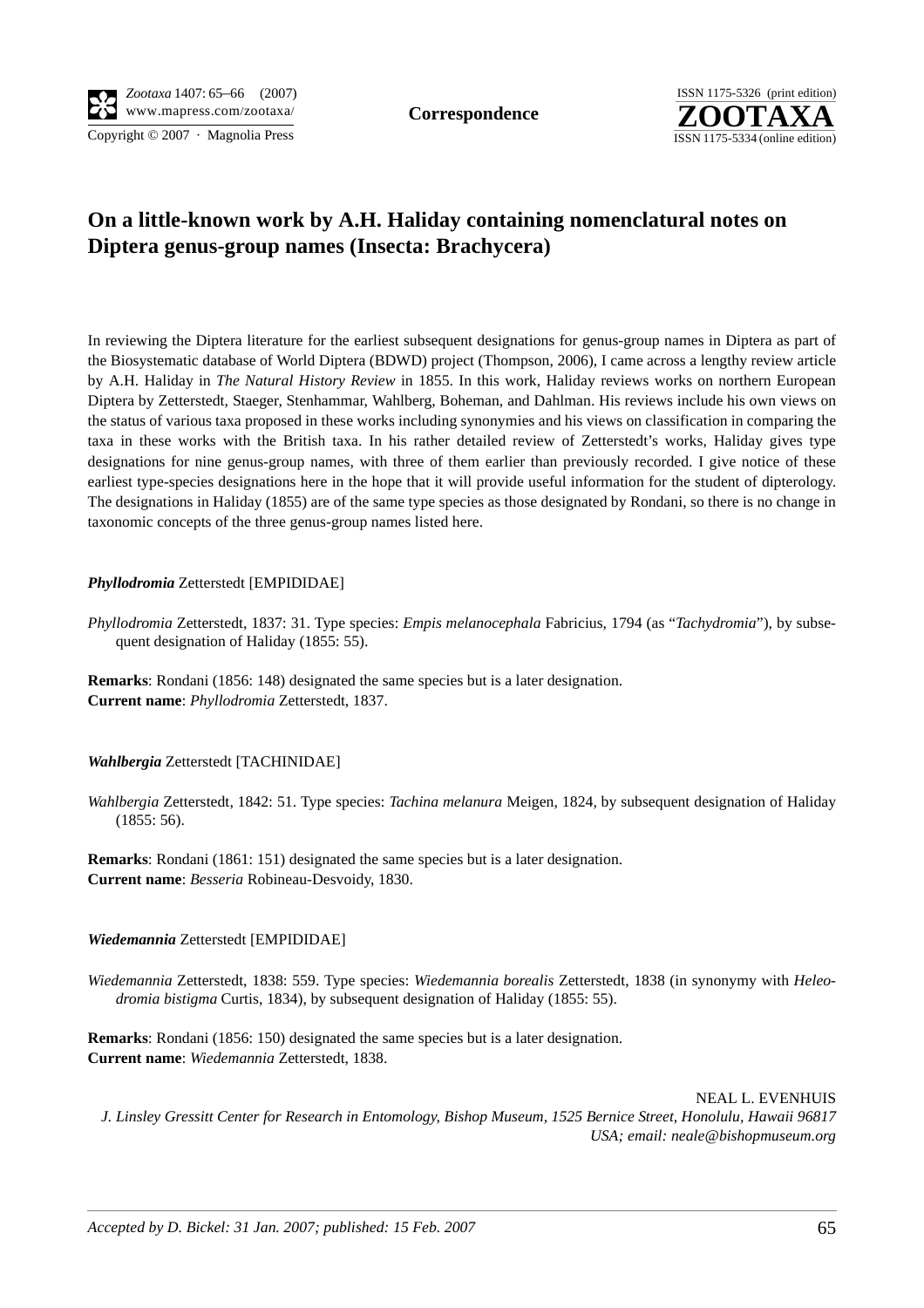**Correspondence**

# On a little-known work by A.H. Haliday containing nomenclatural notes on Diptera genus-group names (Insecta: Brachycera)

In reviewing the Diptera literature for the earliest subsequent designations for genus-group names in Diptera as part of the Biosystematic database of World Diptera (BDWD) project (Thompson, 2006), I came across a lengthy review article by A.H. Haliday in *The Natural History Review* in 1855. In this work, Haliday reviews works on northern European Diptera by Zetterstedt, Staeger, Stenhammar, Wahlberg, Boheman, and Dahlman. His reviews include his own views on the status of various taxa proposed in these works including synonymies and his views on classification in comparing the taxa in these works with the British taxa. In his rather detailed review of Zetterstedt's works, Haliday gives type designations for nine genus-group names, with three of them earlier than previously recorded. I give notice of these earliest type-species designations here in the hope that it will provide useful information for the student of dipterology. The designations in Haliday (1855) are of the same type species as those designated by Rondani, so there is no change in taxonomic concepts of the three genus-group names listed here.

***Phyllodromia*** Zetterstedt [EMPIDIDAE]

*Phyllodromia* Zetterstedt, 1837: 31. Type species: *Empis melanocephala* Fabricius, 1794 (as "*Tachydromia*"), by subsequent designation of Haliday (1855: 55).

**Remarks**: Rondani (1856: 148) designated the same species but is a later designation.
**Current name**: *Phyllodromia* Zetterstedt, 1837.

***Wahlbergia*** Zetterstedt [TACHINIDAE]

*Wahlbergia* Zetterstedt, 1842: 51. Type species: *Tachina melanura* Meigen, 1824, by subsequent designation of Haliday (1855: 56).

**Remarks**: Rondani (1861: 151) designated the same species but is a later designation.
**Current name**: *Besseria* Robineau-Desvoidy, 1830.

***Wiedemannia*** Zetterstedt [EMPIDIDAE]

*Wiedemannia* Zetterstedt, 1838: 559. Type species: *Wiedemannia borealis* Zetterstedt, 1838 (in synonymy with *Heleodromia bistigma* Curtis, 1834), by subsequent designation of Haliday (1855: 55).

**Remarks**: Rondani (1856: 150) designated the same species but is a later designation.
**Current name**: *Wiedemannia* Zetterstedt, 1838.

NEAL L. EVENHUIS
*J. Linsley Gressitt Center for Research in Entomology, Bishop Museum, 1525 Bernice Street, Honolulu, Hawaii 96817 USA; email: neale@bishopmuseum.org*

*Accepted by D. Bickel: 31 Jan. 2007; published: 15 Feb. 2007*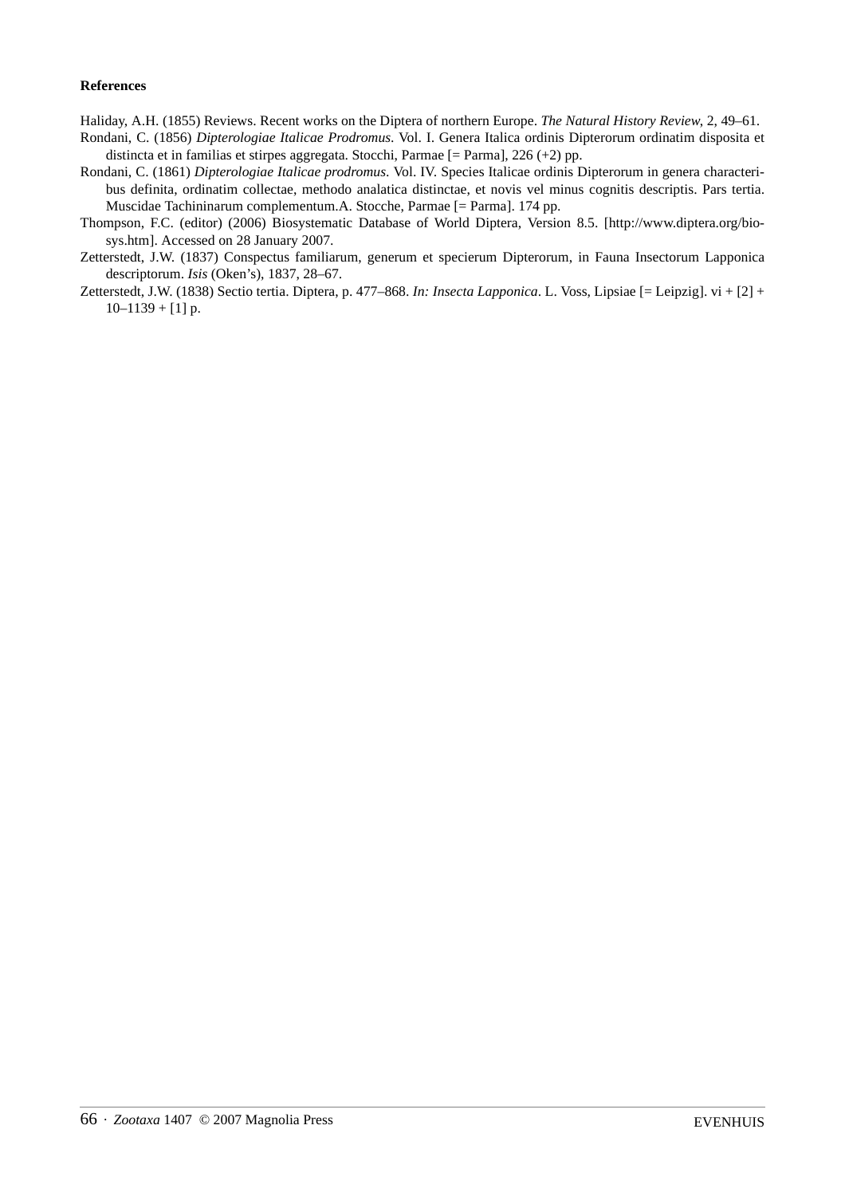**References**

Haliday, A.H. (1855) Reviews. Recent works on the Diptera of northern Europe. *The Natural History Review*, 2, 49–61.

Rondani, C. (1856) *Dipterologiae Italicae Prodromus*. Vol. I. Genera Italica ordinis Dipterorum ordinatim disposita et distincta et in familias et stirpes aggregata. Stocchi, Parmae [= Parma], 226 (+2) pp.

Rondani, C. (1861) *Dipterologiae Italicae prodromus*. Vol. IV. Species Italicae ordinis Dipterorum in genera characteribus definita, ordinatim collectae, methodo analatica distinctae, et novis vel minus cognitis descriptis. Pars tertia. Muscidae Tachininarum complementum.A. Stocche, Parmae [= Parma]. 174 pp.

Thompson, F.C. (editor) (2006) Biosystematic Database of World Diptera, Version 8.5. [http://www.diptera.org/biosys.htm]. Accessed on 28 January 2007.

Zetterstedt, J.W. (1837) Conspectus familiarum, generum et specierum Dipterorum, in Fauna Insectorum Lapponica descriptorum. *Isis* (Oken's), 1837, 28–67.

Zetterstedt, J.W. (1838) Sectio tertia. Diptera, p. 477–868. *In: Insecta Lapponica*. L. Voss, Lipsiae [= Leipzig]. vi + [2] + 10–1139 + [1] p.